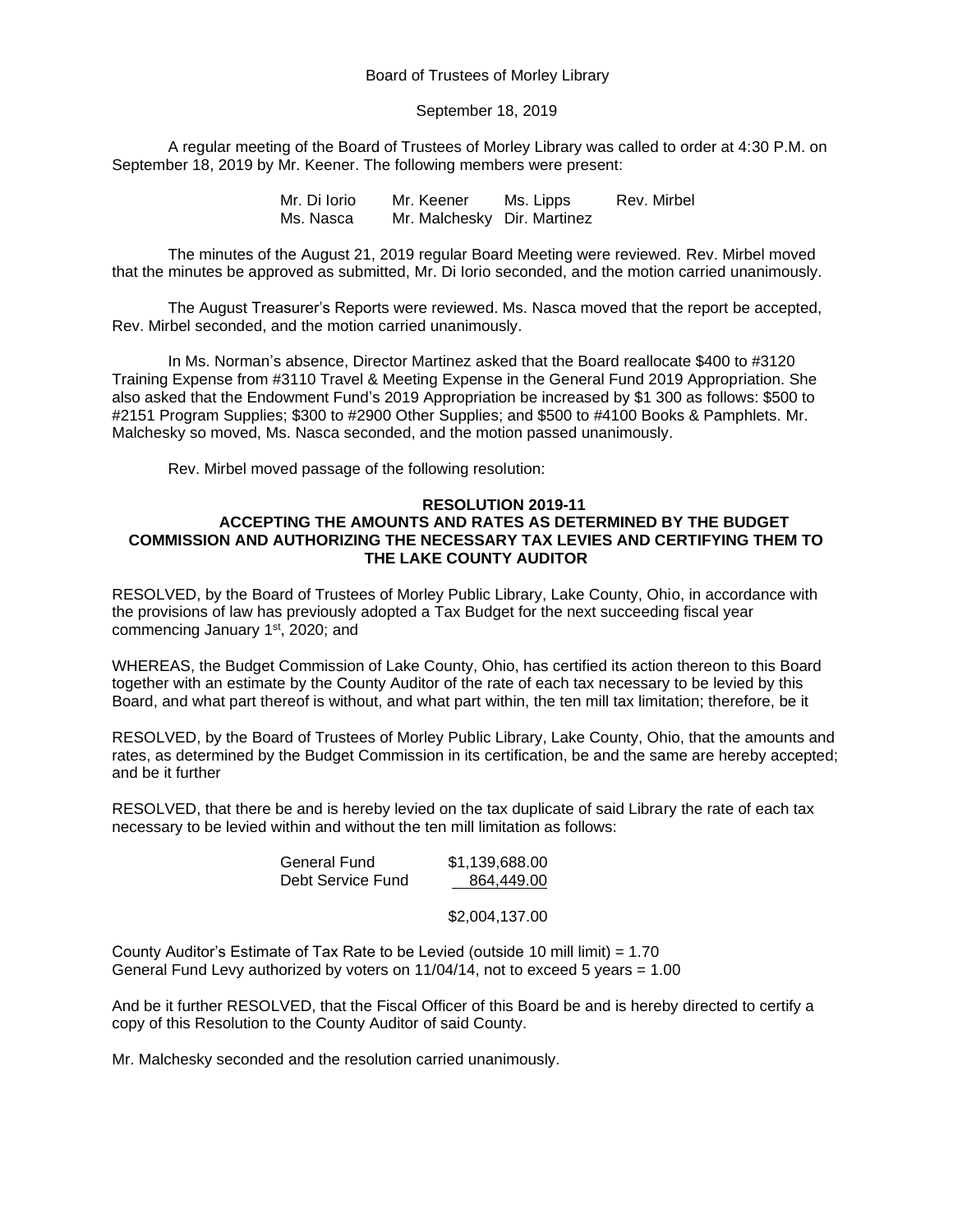Board of Trustees of Morley Library

September 18, 2019

A regular meeting of the Board of Trustees of Morley Library was called to order at 4:30 P.M. on September 18, 2019 by Mr. Keener. The following members were present:

| | | | |
|---|---|---|---|
| Mr. Di Iorio | Mr. Keener | Ms. Lipps | Rev. Mirbel |
| Ms. Nasca | Mr. Malchesky | Dir. Martinez | |

The minutes of the August 21, 2019 regular Board Meeting were reviewed. Rev. Mirbel moved that the minutes be approved as submitted, Mr. Di Iorio seconded, and the motion carried unanimously.

The August Treasurer's Reports were reviewed. Ms. Nasca moved that the report be accepted, Rev. Mirbel seconded, and the motion carried unanimously.

In Ms. Norman's absence, Director Martinez asked that the Board reallocate $400 to #3120 Training Expense from #3110 Travel & Meeting Expense in the General Fund 2019 Appropriation. She also asked that the Endowment Fund's 2019 Appropriation be increased by $1 300 as follows: $500 to #2151 Program Supplies; $300 to #2900 Other Supplies; and $500 to #4100 Books & Pamphlets. Mr. Malchesky so moved, Ms. Nasca seconded, and the motion passed unanimously.

Rev. Mirbel moved passage of the following resolution:

**RESOLUTION 2019-11**
**ACCEPTING THE AMOUNTS AND RATES AS DETERMINED BY THE BUDGET COMMISSION AND AUTHORIZING THE NECESSARY TAX LEVIES AND CERTIFYING THEM TO THE LAKE COUNTY AUDITOR**

RESOLVED, by the Board of Trustees of Morley Public Library, Lake County, Ohio, in accordance with the provisions of law has previously adopted a Tax Budget for the next succeeding fiscal year commencing January 1st, 2020; and

WHEREAS, the Budget Commission of Lake County, Ohio, has certified its action thereon to this Board together with an estimate by the County Auditor of the rate of each tax necessary to be levied by this Board, and what part thereof is without, and what part within, the ten mill tax limitation; therefore, be it

RESOLVED, by the Board of Trustees of Morley Public Library, Lake County, Ohio, that the amounts and rates, as determined by the Budget Commission in its certification, be and the same are hereby accepted; and be it further

RESOLVED, that there be and is hereby levied on the tax duplicate of said Library the rate of each tax necessary to be levied within and without the ten mill limitation as follows:

| | |
|---|---|
| General Fund | $1,139,688.00 |
| Debt Service Fund | 864,449.00 |
| | $2,004,137.00 |

County Auditor's Estimate of Tax Rate to be Levied (outside 10 mill limit) = 1.70
General Fund Levy authorized by voters on 11/04/14, not to exceed 5 years = 1.00

And be it further RESOLVED, that the Fiscal Officer of this Board be and is hereby directed to certify a copy of this Resolution to the County Auditor of said County.

Mr. Malchesky seconded and the resolution carried unanimously.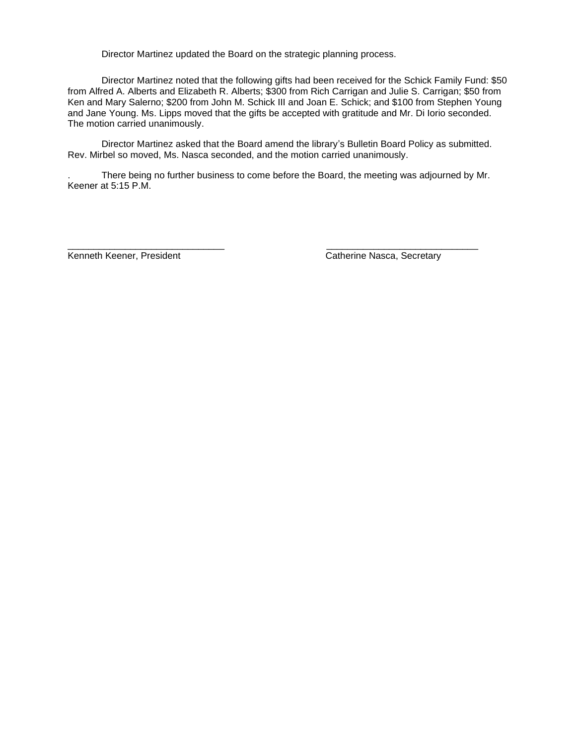Director Martinez updated the Board on the strategic planning process.

Director Martinez noted that the following gifts had been received for the Schick Family Fund: $50 from Alfred A. Alberts and Elizabeth R. Alberts; $300 from Rich Carrigan and Julie S. Carrigan; $50 from Ken and Mary Salerno; $200 from John M. Schick III and Joan E. Schick; and $100 from Stephen Young and Jane Young. Ms. Lipps moved that the gifts be accepted with gratitude and Mr. Di Iorio seconded. The motion carried unanimously.

Director Martinez asked that the Board amend the library's Bulletin Board Policy as submitted. Rev. Mirbel so moved, Ms. Nasca seconded, and the motion carried unanimously.

. There being no further business to come before the Board, the meeting was adjourned by Mr. Keener at 5:15 P.M.

______________________________ ______________________________

Kenneth Keener, President Catherine Nasca, Secretary